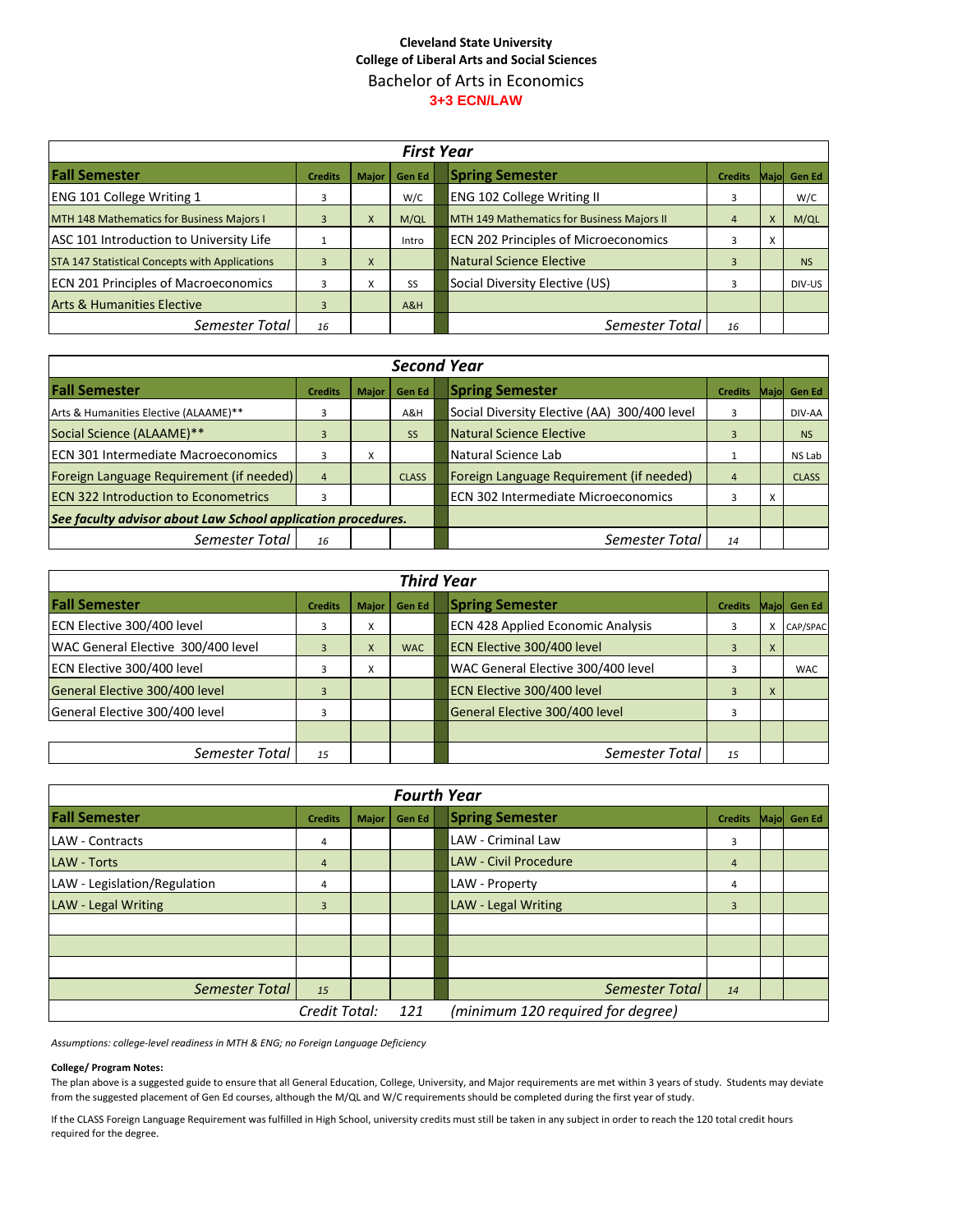**Cleveland State University**
**College of Liberal Arts and Social Sciences**

# Bachelor of Arts in Economics

**3+3 ECN/LAW**

| *First Year* | | | | | | | |
|---|---|---|---|---|---|---|---|
| **Fall Semester** | **Credits** | **Major** | **Gen Ed** | **Spring Semester** | **Credits** | **Major** | **Gen Ed** |
| ENG 101 College Writing 1 | 3 | | W/C | ENG 102 College Writing II | 3 | | W/C |
| MTH 148 Mathematics for Business Majors I | 3 | X | M/QL | MTH 149 Mathematics for Business Majors II | 4 | X | M/QL |
| ASC 101 Introduction to University Life | 1 | | Intro | ECN 202 Principles of Microeconomics | 3 | X | |
| STA 147 Statistical Concepts with Applications | 3 | X | | Natural Science Elective | 3 | | NS |
| ECN 201 Principles of Macroeconomics | 3 | X | SS | Social Diversity Elective (US) | 3 | | DIV-US |
| Arts & Humanities Elective | 3 | | A&H | | | | |
| *Semester Total* | *16* | | | *Semester Total* | *16* | | |

| *Second Year* | | | | | | | |
|---|---|---|---|---|---|---|---|
| **Fall Semester** | **Credits** | **Major** | **Gen Ed** | **Spring Semester** | **Credits** | **Major** | **Gen Ed** |
| Arts & Humanities Elective (ALAAME)** | 3 | | A&H | Social Diversity Elective (AA) 300/400 level | 3 | | DIV-AA |
| Social Science (ALAAME)** | 3 | | SS | Natural Science Elective | 3 | | NS |
| ECN 301 Intermediate Macroeconomics | 3 | X | | Natural Science Lab | 1 | | NS Lab |
| Foreign Language Requirement (if needed) | 4 | | CLASS | Foreign Language Requirement (if needed) | 4 | | CLASS |
| ECN 322 Introduction to Econometrics | 3 | | | ECN 302 Intermediate Microeconomics | 3 | X | |
| ***See faculty advisor about Law School application procedures.*** | | | | | | | |
| *Semester Total* | *16* | | | *Semester Total* | *14* | | |

| *Third Year* | | | | | | | |
|---|---|---|---|---|---|---|---|
| **Fall Semester** | **Credits** | **Major** | **Gen Ed** | **Spring Semester** | **Credits** | **Major** | **Gen Ed** |
| ECN Elective 300/400 level | 3 | X | | ECN 428 Applied Economic Analysis | 3 | X | CAP/SPAC |
| WAC General Elective 300/400 level | 3 | X | WAC | ECN Elective 300/400 level | 3 | X | |
| ECN Elective 300/400 level | 3 | X | | WAC General Elective 300/400 level | 3 | | WAC |
| General Elective 300/400 level | 3 | | | ECN Elective 300/400 level | 3 | X | |
| General Elective 300/400 level | 3 | | | General Elective 300/400 level | 3 | | |
| | | | | | | | |
| *Semester Total* | *15* | | | *Semester Total* | *15* | | |

| *Fourth Year* | | | | | | | |
|---|---|---|---|---|---|---|---|
| **Fall Semester** | **Credits** | **Major** | **Gen Ed** | **Spring Semester** | **Credits** | **Major** | **Gen Ed** |
| LAW - Contracts | 4 | | | LAW - Criminal Law | 3 | | |
| LAW - Torts | 4 | | | LAW - Civil Procedure | 4 | | |
| LAW - Legislation/Regulation | 4 | | | LAW - Property | 4 | | |
| LAW - Legal Writing | 3 | | | LAW - Legal Writing | 3 | | |
| | | | | | | | |
| | | | | | | | |
| | | | | | | | |
| *Semester Total* | *15* | | | *Semester Total* | *14* | | |
| *Credit Total:* | 121 | | | *(minimum 120 required for degree)* | | | |

*Assumptions: college-level readiness in MTH & ENG; no Foreign Language Deficiency*

**College/ Program Notes:**

The plan above is a suggested guide to ensure that all General Education, College, University, and Major requirements are met within 3 years of study. Students may deviate from the suggested placement of Gen Ed courses, although the M/QL and W/C requirements should be completed during the first year of study.

If the CLASS Foreign Language Requirement was fulfilled in High School, university credits must still be taken in any subject in order to reach the 120 total credit hours required for the degree.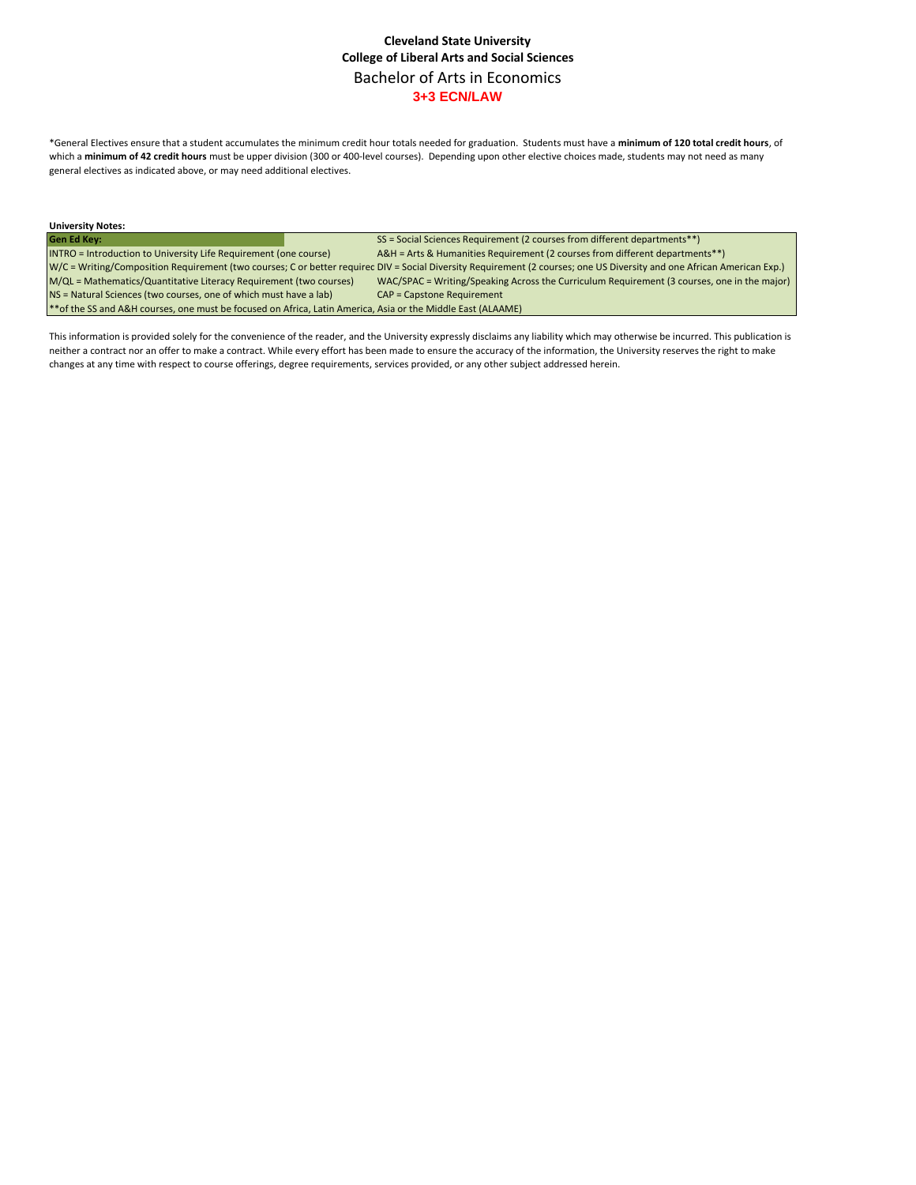**Cleveland State University**
**College of Liberal Arts and Social Sciences**

# Bachelor of Arts in Economics

**3+3 ECN/LAW**

*General Electives ensure that a student accumulates the minimum credit hour totals needed for graduation. Students must have a **minimum of 120 total credit hours**, of which a **minimum of 42 credit hours** must be upper division (300 or 400-level courses). Depending upon other elective choices made, students may not need as many general electives as indicated above, or may need additional electives.

**University Notes:**

| | |
|---|---|
| **Gen Ed Key:** | SS = Social Sciences Requirement (2 courses from different departments**) |
| INTRO = Introduction to University Life Requirement (one course) | A&H = Arts & Humanities Requirement (2 courses from different departments**) |
| W/C = Writing/Composition Requirement (two courses; C or better requirec | DIV = Social Diversity Requirement (2 courses; one US Diversity and one African American Exp.) |
| M/QL = Mathematics/Quantitative Literacy Requirement (two courses) | WAC/SPAC = Writing/Speaking Across the Curriculum Requirement (3 courses, one in the major) |
| NS = Natural Sciences (two courses, one of which must have a lab) | CAP = Capstone Requirement |
| **of the SS and A&H courses, one must be focused on Africa, Latin America, Asia or the Middle East (ALAAME) | |

This information is provided solely for the convenience of the reader, and the University expressly disclaims any liability which may otherwise be incurred. This publication is neither a contract nor an offer to make a contract. While every effort has been made to ensure the accuracy of the information, the University reserves the right to make changes at any time with respect to course offerings, degree requirements, services provided, or any other subject addressed herein.